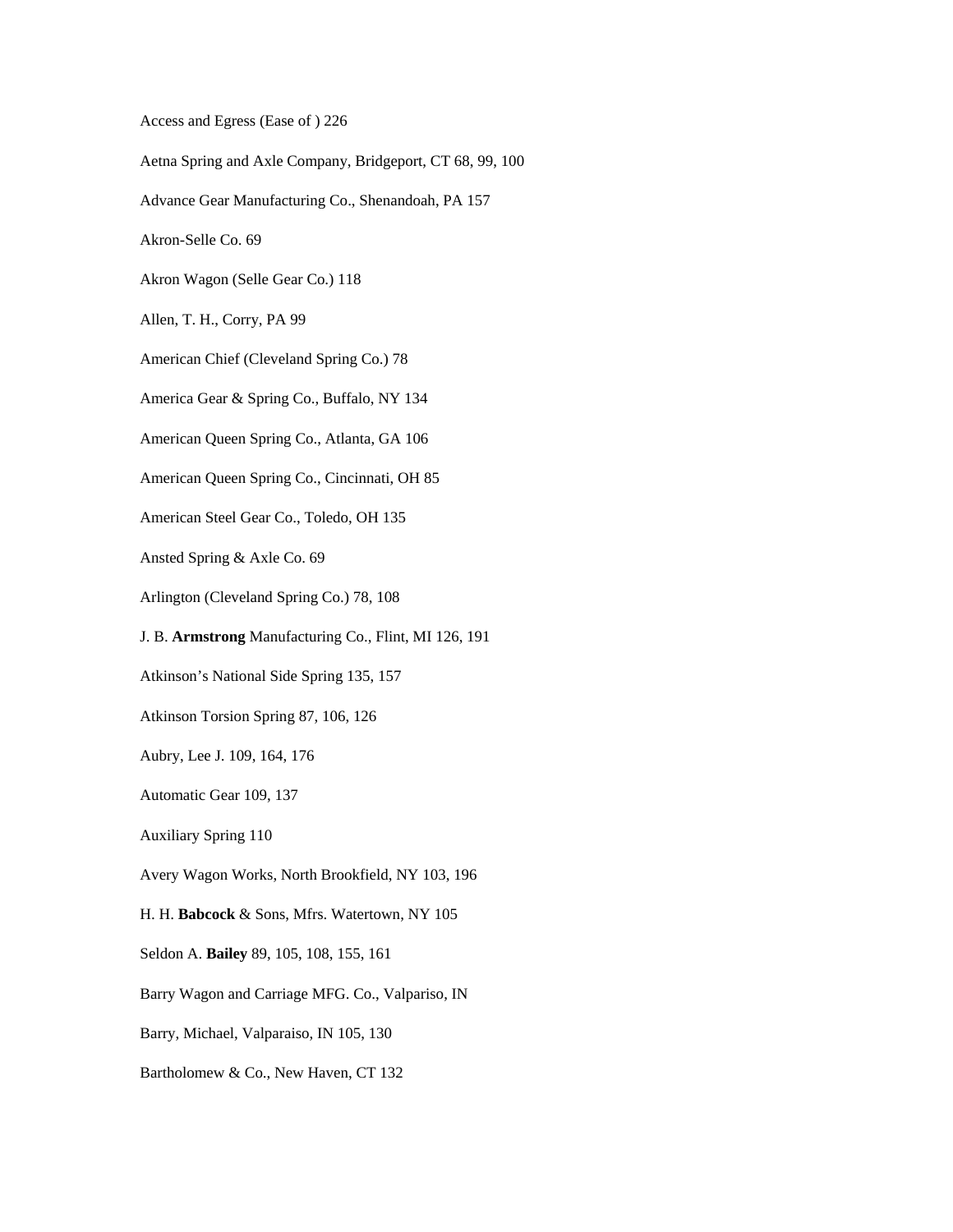Access and Egress (Ease of ) 226

Aetna Spring and Axle Company, Bridgeport, CT 68, 99, 100

Advance Gear Manufacturing Co., Shenandoah, PA 157

Akron-Selle Co. 69

Akron Wagon (Selle Gear Co.) 118

Allen, T. H., Corry, PA 99

American Chief (Cleveland Spring Co.) 78

America Gear & Spring Co., Buffalo, NY 134

American Queen Spring Co., Atlanta, GA 106

American Queen Spring Co., Cincinnati, OH 85

American Steel Gear Co., Toledo, OH 135

Ansted Spring & Axle Co. 69

Arlington (Cleveland Spring Co.) 78, 108

J. B. **Armstrong** Manufacturing Co., Flint, MI 126, 191

Atkinson's National Side Spring 135, 157

Atkinson Torsion Spring 87, 106, 126

Aubry, Lee J. 109, 164, 176

Automatic Gear 109, 137

Auxiliary Spring 110

Avery Wagon Works, North Brookfield, NY 103, 196

H. H. **Babcock** & Sons, Mfrs. Watertown, NY 105

Seldon A. **Bailey** 89, 105, 108, 155, 161

Barry Wagon and Carriage MFG. Co., Valpariso, IN

Barry, Michael, Valparaiso, IN 105, 130

Bartholomew & Co., New Haven, CT 132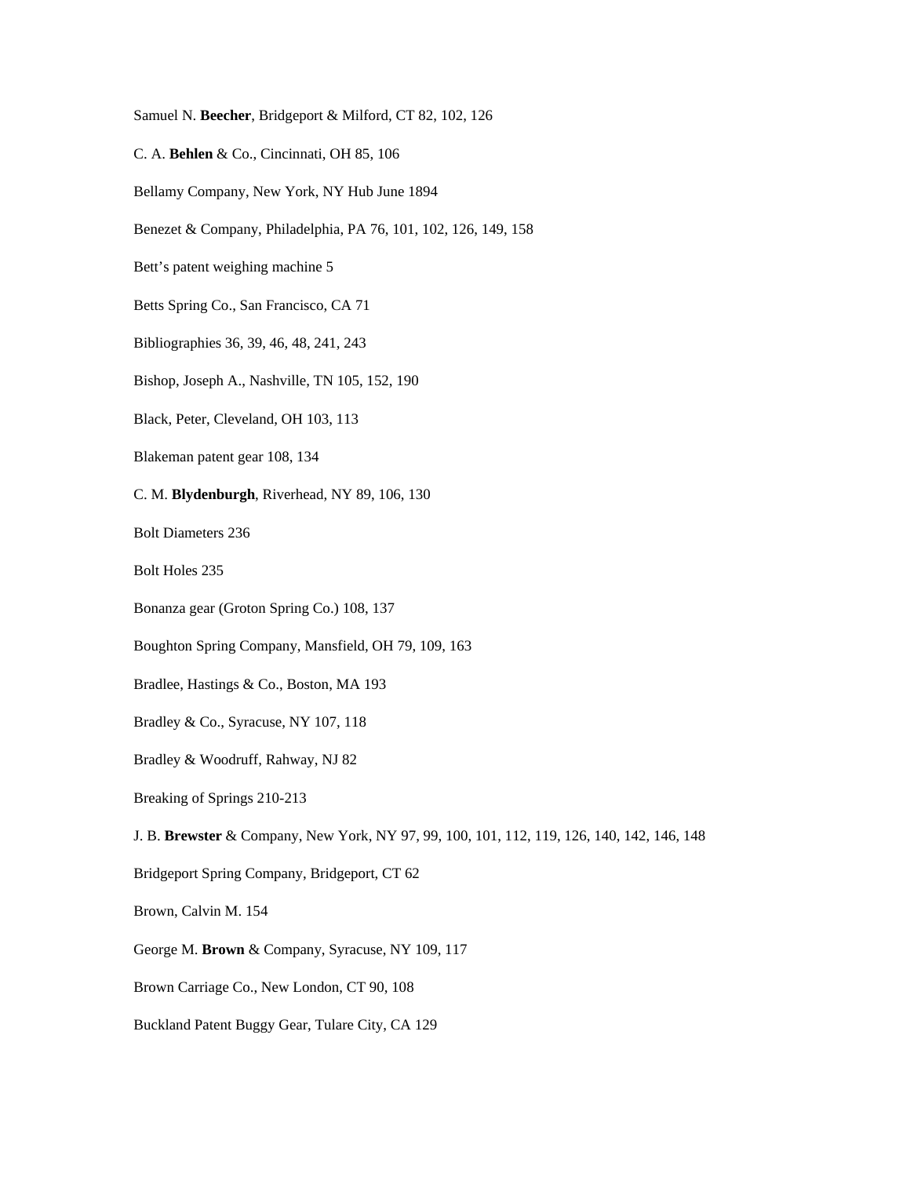Samuel N. **Beecher**, Bridgeport & Milford, CT 82, 102, 126

C. A. **Behlen** & Co., Cincinnati, OH 85, 106

Bellamy Company, New York, NY Hub June 1894

Benezet & Company, Philadelphia, PA 76, 101, 102, 126, 149, 158

Bett’s patent weighing machine 5

Betts Spring Co., San Francisco, CA 71

Bibliographies 36, 39, 46, 48, 241, 243

Bishop, Joseph A., Nashville, TN 105, 152, 190

Black, Peter, Cleveland, OH 103, 113

Blakeman patent gear 108, 134

C. M. **Blydenburgh**, Riverhead, NY 89, 106, 130

Bolt Diameters 236

Bolt Holes 235

Bonanza gear (Groton Spring Co.) 108, 137

Boughton Spring Company, Mansfield, OH 79, 109, 163

Bradlee, Hastings & Co., Boston, MA 193

Bradley & Co., Syracuse, NY 107, 118

Bradley & Woodruff, Rahway, NJ 82

Breaking of Springs 210-213

J. B. **Brewster** & Company, New York, NY 97, 99, 100, 101, 112, 119, 126, 140, 142, 146, 148

Bridgeport Spring Company, Bridgeport, CT 62

Brown, Calvin M. 154

George M. **Brown** & Company, Syracuse, NY 109, 117

Brown Carriage Co., New London, CT 90, 108

Buckland Patent Buggy Gear, Tulare City, CA 129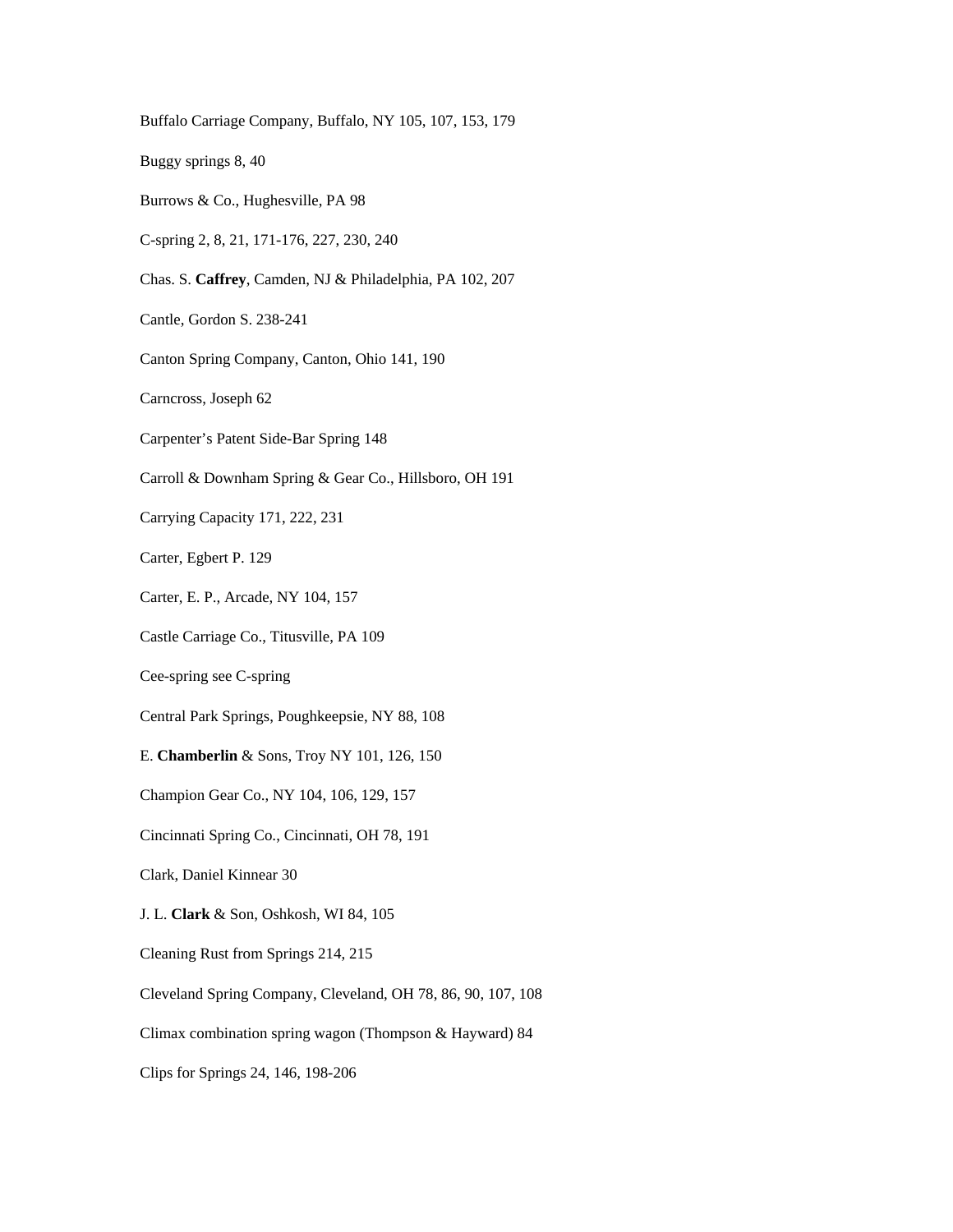Buffalo Carriage Company, Buffalo, NY 105, 107, 153, 179

Buggy springs 8, 40

Burrows & Co., Hughesville, PA 98

C-spring 2, 8, 21, 171-176, 227, 230, 240

Chas. S. **Caffrey**, Camden, NJ & Philadelphia, PA 102, 207

Cantle, Gordon S. 238-241

Canton Spring Company, Canton, Ohio 141, 190

Carncross, Joseph 62

Carpenter's Patent Side-Bar Spring 148

Carroll & Downham Spring & Gear Co., Hillsboro, OH 191

Carrying Capacity 171, 222, 231

Carter, Egbert P. 129

Carter, E. P., Arcade, NY 104, 157

Castle Carriage Co., Titusville, PA 109

Cee-spring see C-spring

Central Park Springs, Poughkeepsie, NY 88, 108

E. **Chamberlin** & Sons, Troy NY 101, 126, 150

Champion Gear Co., NY 104, 106, 129, 157

Cincinnati Spring Co., Cincinnati, OH 78, 191

Clark, Daniel Kinnear 30

J. L. **Clark** & Son, Oshkosh, WI 84, 105

Cleaning Rust from Springs 214, 215

Cleveland Spring Company, Cleveland, OH 78, 86, 90, 107, 108

Climax combination spring wagon (Thompson & Hayward) 84

Clips for Springs 24, 146, 198-206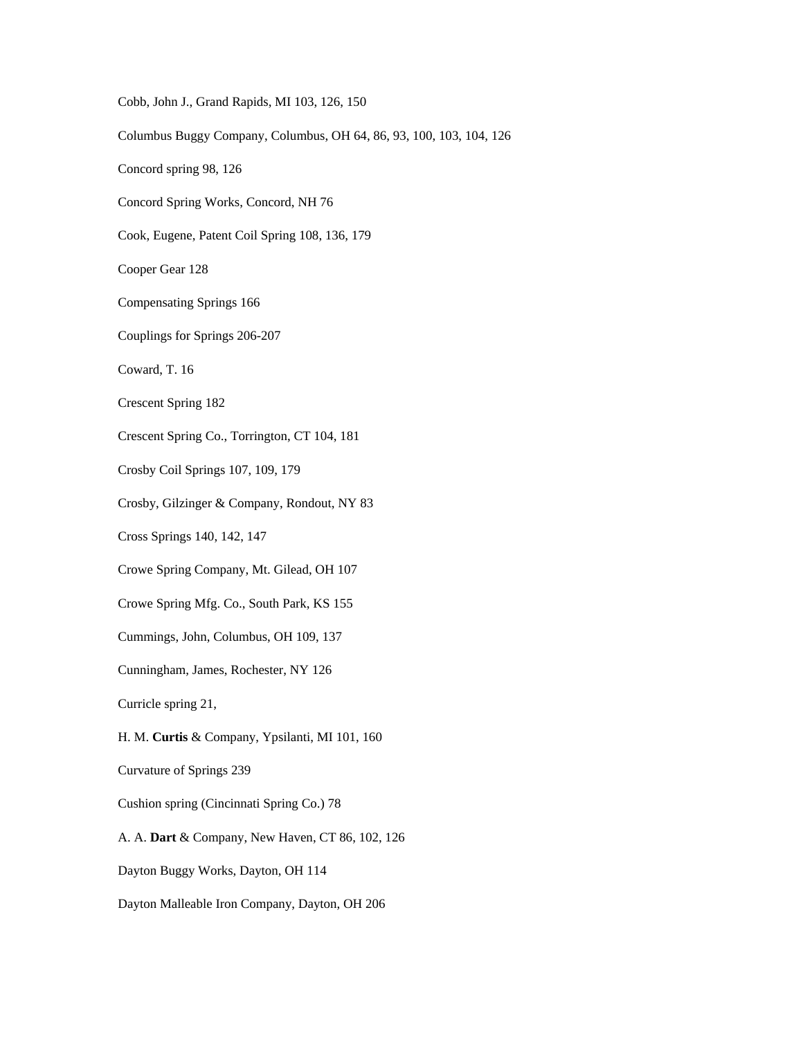Cobb, John J., Grand Rapids, MI 103, 126, 150

Columbus Buggy Company, Columbus, OH 64, 86, 93, 100, 103, 104, 126

Concord spring 98, 126

Concord Spring Works, Concord, NH 76

Cook, Eugene, Patent Coil Spring 108, 136, 179

Cooper Gear 128

Compensating Springs 166

Couplings for Springs 206-207

Coward, T. 16

Crescent Spring 182

Crescent Spring Co., Torrington, CT 104, 181

Crosby Coil Springs 107, 109, 179

Crosby, Gilzinger & Company, Rondout, NY 83

Cross Springs 140, 142, 147

Crowe Spring Company, Mt. Gilead, OH 107

Crowe Spring Mfg. Co., South Park, KS 155

Cummings, John, Columbus, OH 109, 137

Cunningham, James, Rochester, NY 126

Curricle spring 21,

H. M. **Curtis** & Company, Ypsilanti, MI 101, 160

Curvature of Springs 239

Cushion spring (Cincinnati Spring Co.) 78

A. A. **Dart** & Company, New Haven, CT 86, 102, 126

Dayton Buggy Works, Dayton, OH 114

Dayton Malleable Iron Company, Dayton, OH 206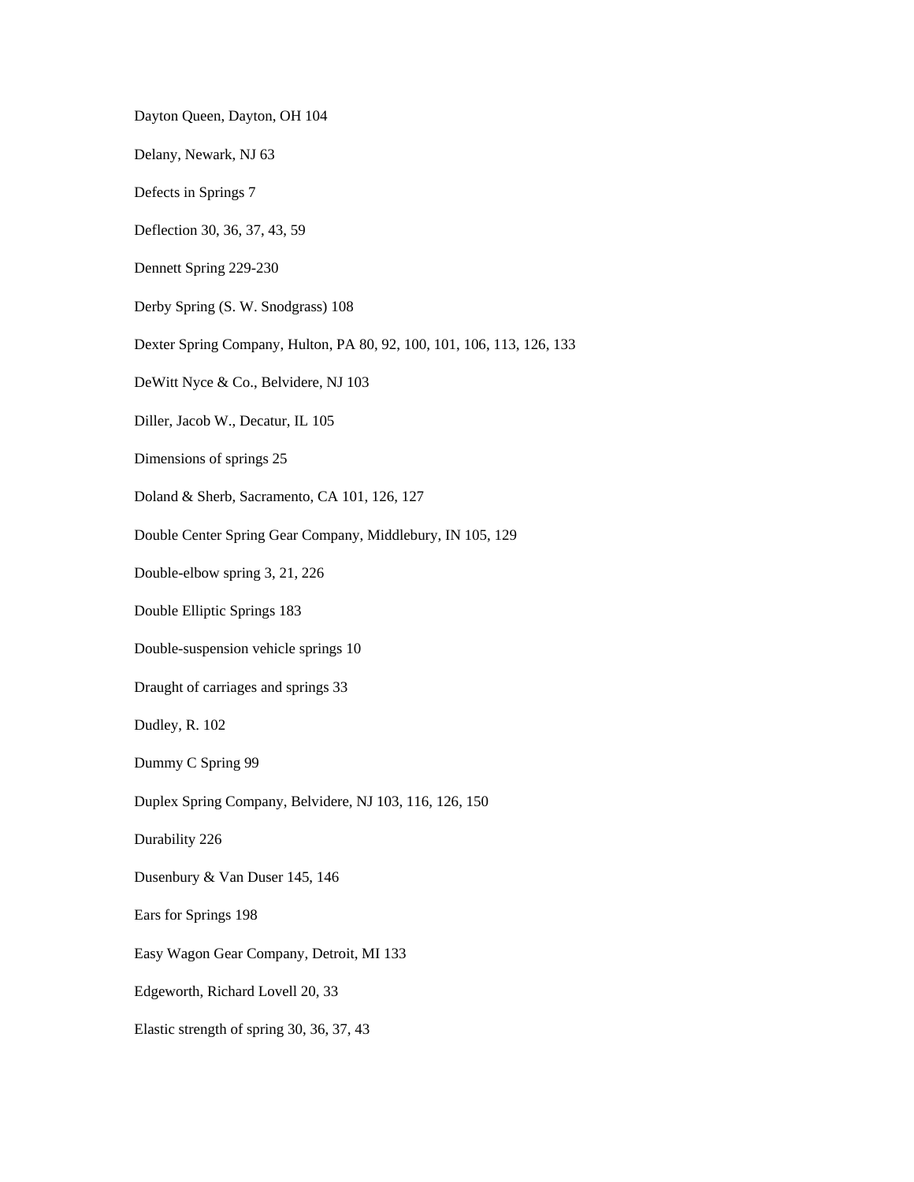Dayton Queen, Dayton, OH 104

Delany, Newark, NJ 63

Defects in Springs 7

Deflection 30, 36, 37, 43, 59

Dennett Spring 229-230

Derby Spring (S. W. Snodgrass) 108

Dexter Spring Company, Hulton, PA 80, 92, 100, 101, 106, 113, 126, 133

DeWitt Nyce & Co., Belvidere, NJ 103

Diller, Jacob W., Decatur, IL 105

Dimensions of springs 25

Doland & Sherb, Sacramento, CA 101, 126, 127

Double Center Spring Gear Company, Middlebury, IN 105, 129

Double-elbow spring 3, 21, 226

Double Elliptic Springs 183

Double-suspension vehicle springs 10

Draught of carriages and springs 33

Dudley, R. 102

Dummy C Spring 99

Duplex Spring Company, Belvidere, NJ 103, 116, 126, 150

Durability 226

Dusenbury & Van Duser 145, 146

Ears for Springs 198

Easy Wagon Gear Company, Detroit, MI 133

Edgeworth, Richard Lovell 20, 33

Elastic strength of spring 30, 36, 37, 43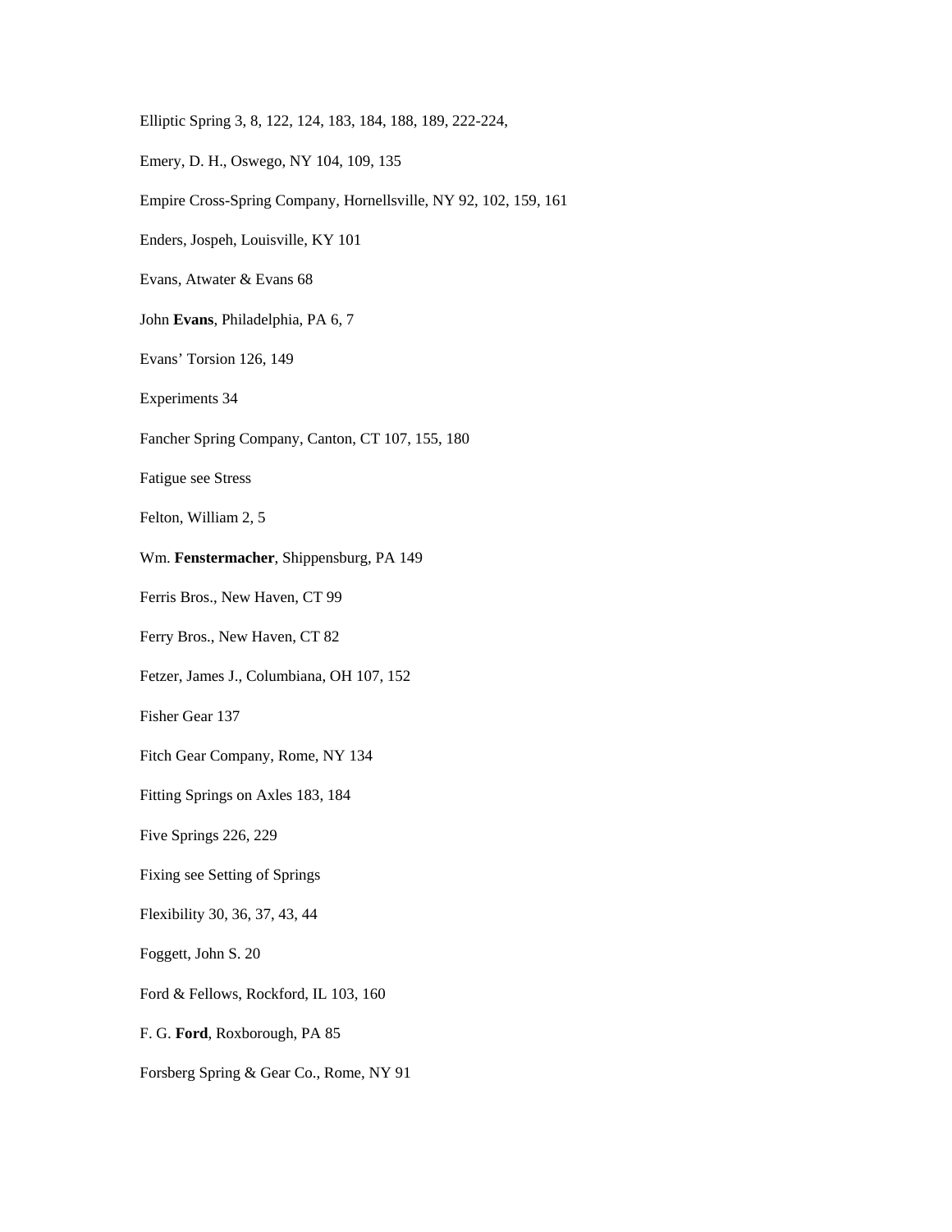Elliptic Spring 3, 8, 122, 124, 183, 184, 188, 189, 222-224,

Emery, D. H., Oswego, NY 104, 109, 135

Empire Cross-Spring Company, Hornellsville, NY 92, 102, 159, 161

Enders, Jospeh, Louisville, KY 101

Evans, Atwater & Evans 68

John **Evans**, Philadelphia, PA 6, 7

Evans' Torsion 126, 149

Experiments 34

Fancher Spring Company, Canton, CT 107, 155, 180

Fatigue see Stress

Felton, William 2, 5

Wm. **Fenstermacher**, Shippensburg, PA 149

Ferris Bros., New Haven, CT 99

Ferry Bros., New Haven, CT 82

Fetzer, James J., Columbiana, OH 107, 152

Fisher Gear 137

Fitch Gear Company, Rome, NY 134

Fitting Springs on Axles 183, 184

Five Springs 226, 229

Fixing see Setting of Springs

Flexibility 30, 36, 37, 43, 44

Foggett, John S. 20

Ford & Fellows, Rockford, IL 103, 160

F. G. **Ford**, Roxborough, PA 85

Forsberg Spring & Gear Co., Rome, NY 91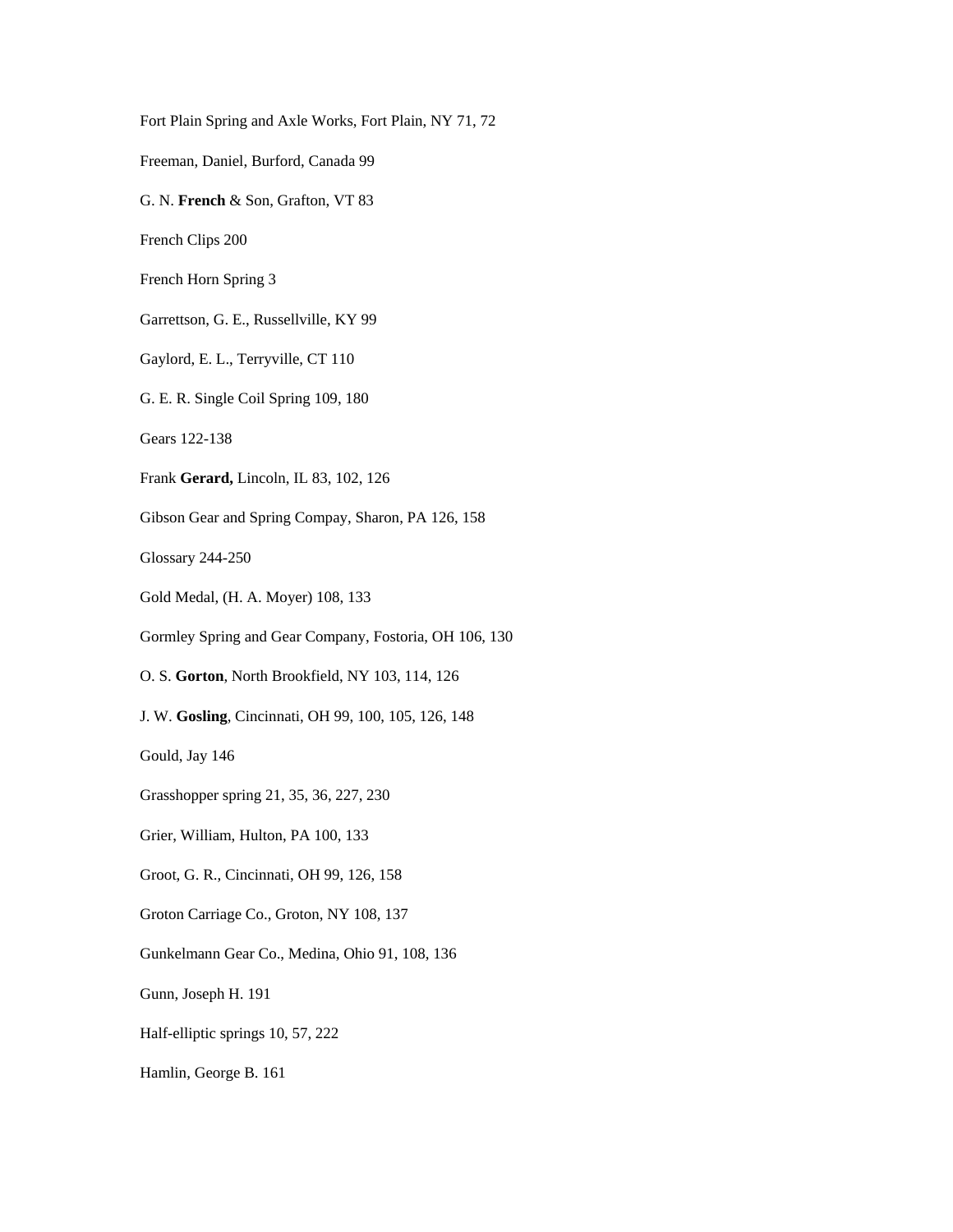Fort Plain Spring and Axle Works, Fort Plain, NY 71, 72

Freeman, Daniel, Burford, Canada 99

G. N. **French** & Son, Grafton, VT 83

French Clips 200

French Horn Spring 3

Garrettson, G. E., Russellville, KY 99

Gaylord, E. L., Terryville, CT 110

G. E. R. Single Coil Spring 109, 180

Gears 122-138

Frank **Gerard,** Lincoln, IL 83, 102, 126

Gibson Gear and Spring Compay, Sharon, PA 126, 158

Glossary 244-250

Gold Medal, (H. A. Moyer) 108, 133

Gormley Spring and Gear Company, Fostoria, OH 106, 130

O. S. **Gorton**, North Brookfield, NY 103, 114, 126

J. W. **Gosling**, Cincinnati, OH 99, 100, 105, 126, 148

Gould, Jay 146

Grasshopper spring 21, 35, 36, 227, 230

Grier, William, Hulton, PA 100, 133

Groot, G. R., Cincinnati, OH 99, 126, 158

Groton Carriage Co., Groton, NY 108, 137

Gunkelmann Gear Co., Medina, Ohio 91, 108, 136

Gunn, Joseph H. 191

Half-elliptic springs 10, 57, 222

Hamlin, George B. 161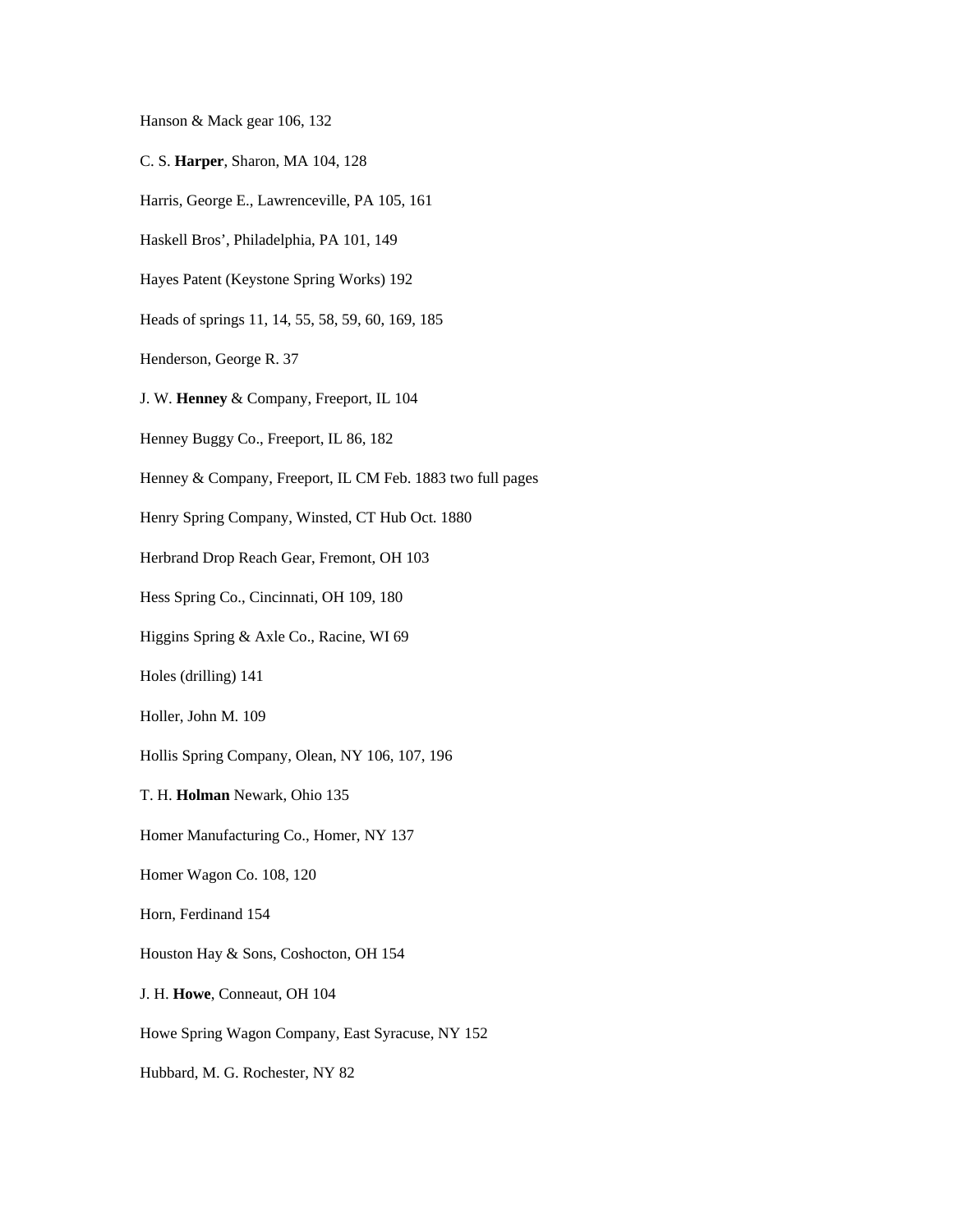Hanson & Mack gear 106, 132

C. S. **Harper**, Sharon, MA 104, 128

Harris, George E., Lawrenceville, PA 105, 161

Haskell Bros', Philadelphia, PA 101, 149

Hayes Patent (Keystone Spring Works) 192

Heads of springs 11, 14, 55, 58, 59, 60, 169, 185

Henderson, George R. 37

J. W. **Henney** & Company, Freeport, IL 104

Henney Buggy Co., Freeport, IL 86, 182

Henney & Company, Freeport, IL CM Feb. 1883 two full pages

Henry Spring Company, Winsted, CT Hub Oct. 1880

Herbrand Drop Reach Gear, Fremont, OH 103

Hess Spring Co., Cincinnati, OH 109, 180

Higgins Spring & Axle Co., Racine, WI 69

Holes (drilling) 141

Holler, John M. 109

Hollis Spring Company, Olean, NY 106, 107, 196

T. H. **Holman** Newark, Ohio 135

Homer Manufacturing Co., Homer, NY 137

Homer Wagon Co. 108, 120

Horn, Ferdinand 154

Houston Hay & Sons, Coshocton, OH 154

J. H. **Howe**, Conneaut, OH 104

Howe Spring Wagon Company, East Syracuse, NY 152

Hubbard, M. G. Rochester, NY 82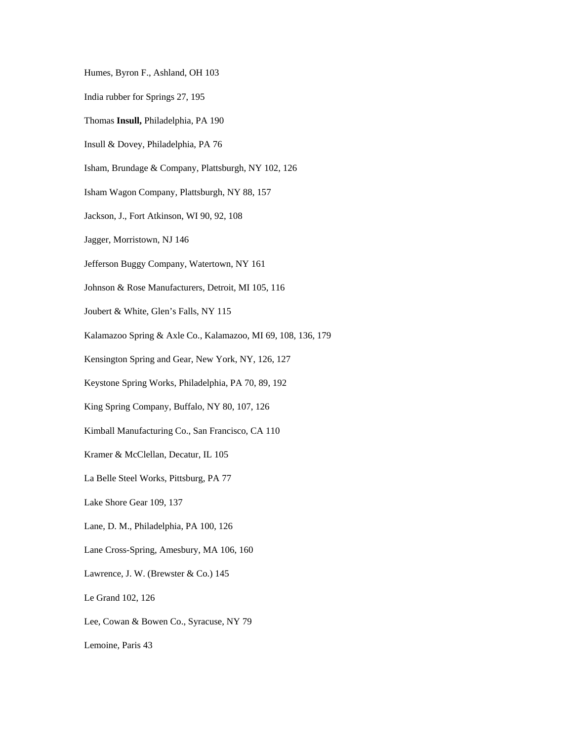Humes, Byron F., Ashland, OH 103

India rubber for Springs 27, 195

Thomas **Insull,** Philadelphia, PA 190

Insull & Dovey, Philadelphia, PA 76

Isham, Brundage & Company, Plattsburgh, NY 102, 126

Isham Wagon Company, Plattsburgh, NY 88, 157

Jackson, J., Fort Atkinson, WI 90, 92, 108

Jagger, Morristown, NJ 146

Jefferson Buggy Company, Watertown, NY 161

Johnson & Rose Manufacturers, Detroit, MI 105, 116

Joubert & White, Glen's Falls, NY 115

Kalamazoo Spring & Axle Co., Kalamazoo, MI 69, 108, 136, 179

Kensington Spring and Gear, New York, NY, 126, 127

Keystone Spring Works, Philadelphia, PA 70, 89, 192

King Spring Company, Buffalo, NY 80, 107, 126

Kimball Manufacturing Co., San Francisco, CA 110

Kramer & McClellan, Decatur, IL 105

La Belle Steel Works, Pittsburg, PA 77

Lake Shore Gear 109, 137

Lane, D. M., Philadelphia, PA 100, 126

Lane Cross-Spring, Amesbury, MA 106, 160

Lawrence, J. W. (Brewster & Co.) 145

Le Grand 102, 126

Lee, Cowan & Bowen Co., Syracuse, NY 79

Lemoine, Paris 43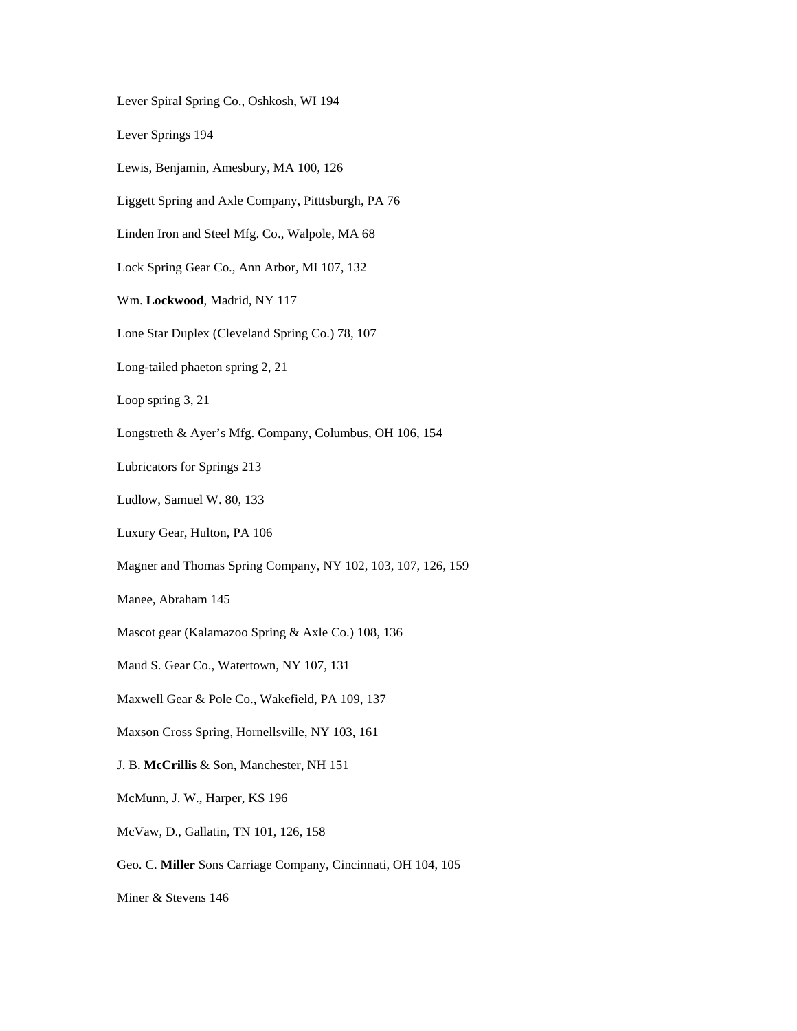Lever Spiral Spring Co., Oshkosh, WI 194

Lever Springs 194

Lewis, Benjamin, Amesbury, MA 100, 126

Liggett Spring and Axle Company, Pitttsburgh, PA 76

Linden Iron and Steel Mfg. Co., Walpole, MA 68

Lock Spring Gear Co., Ann Arbor, MI 107, 132

Wm. **Lockwood**, Madrid, NY 117

Lone Star Duplex (Cleveland Spring Co.) 78, 107

Long-tailed phaeton spring 2, 21

Loop spring 3, 21

Longstreth & Ayer's Mfg. Company, Columbus, OH 106, 154

Lubricators for Springs 213

Ludlow, Samuel W. 80, 133

Luxury Gear, Hulton, PA 106

Magner and Thomas Spring Company, NY 102, 103, 107, 126, 159

Manee, Abraham 145

Mascot gear (Kalamazoo Spring & Axle Co.) 108, 136

Maud S. Gear Co., Watertown, NY 107, 131

Maxwell Gear & Pole Co., Wakefield, PA 109, 137

Maxson Cross Spring, Hornellsville, NY 103, 161

J. B. **McCrillis** & Son, Manchester, NH 151

McMunn, J. W., Harper, KS 196

McVaw, D., Gallatin, TN 101, 126, 158

Geo. C. **Miller** Sons Carriage Company, Cincinnati, OH 104, 105

Miner & Stevens 146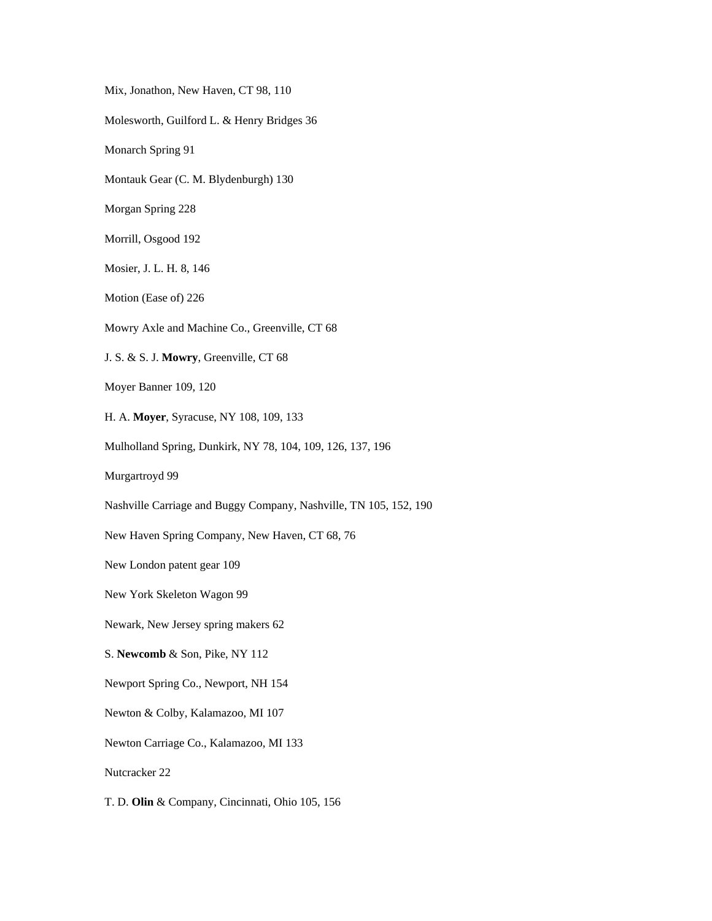Mix, Jonathon, New Haven, CT 98, 110

Molesworth, Guilford L. & Henry Bridges 36

Monarch Spring 91

Montauk Gear (C. M. Blydenburgh) 130

Morgan Spring 228

Morrill, Osgood 192

Mosier, J. L. H. 8, 146

Motion (Ease of) 226

Mowry Axle and Machine Co., Greenville, CT 68

J. S. & S. J. **Mowry**, Greenville, CT 68

Moyer Banner 109, 120

H. A. **Moyer**, Syracuse, NY 108, 109, 133

Mulholland Spring, Dunkirk, NY 78, 104, 109, 126, 137, 196

Murgartroyd 99

Nashville Carriage and Buggy Company, Nashville, TN 105, 152, 190

New Haven Spring Company, New Haven, CT 68, 76

New London patent gear 109

New York Skeleton Wagon 99

Newark, New Jersey spring makers 62

S. **Newcomb** & Son, Pike, NY 112

Newport Spring Co., Newport, NH 154

Newton & Colby, Kalamazoo, MI 107

Newton Carriage Co., Kalamazoo, MI 133

Nutcracker 22

T. D. **Olin** & Company, Cincinnati, Ohio 105, 156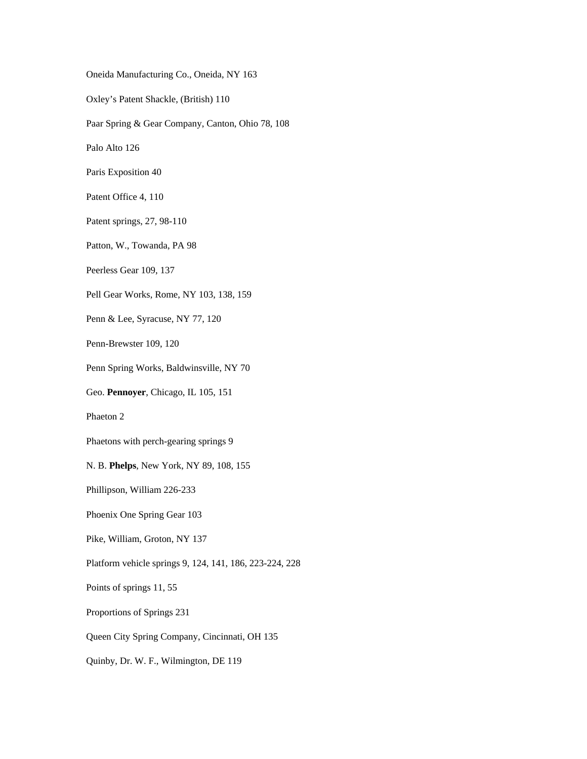Oneida Manufacturing Co., Oneida, NY 163

Oxley's Patent Shackle, (British) 110

Paar Spring & Gear Company, Canton, Ohio 78, 108

Palo Alto 126

Paris Exposition 40

Patent Office 4, 110

Patent springs, 27, 98-110

Patton, W., Towanda, PA 98

Peerless Gear 109, 137

Pell Gear Works, Rome, NY 103, 138, 159

Penn & Lee, Syracuse, NY 77, 120

Penn-Brewster 109, 120

Penn Spring Works, Baldwinsville, NY 70

Geo. **Pennoyer**, Chicago, IL 105, 151

Phaeton 2

Phaetons with perch-gearing springs 9

N. B. **Phelps**, New York, NY 89, 108, 155

Phillipson, William 226-233

Phoenix One Spring Gear 103

Pike, William, Groton, NY 137

Platform vehicle springs 9, 124, 141, 186, 223-224, 228

Points of springs 11, 55

Proportions of Springs 231

Queen City Spring Company, Cincinnati, OH 135

Quinby, Dr. W. F., Wilmington, DE 119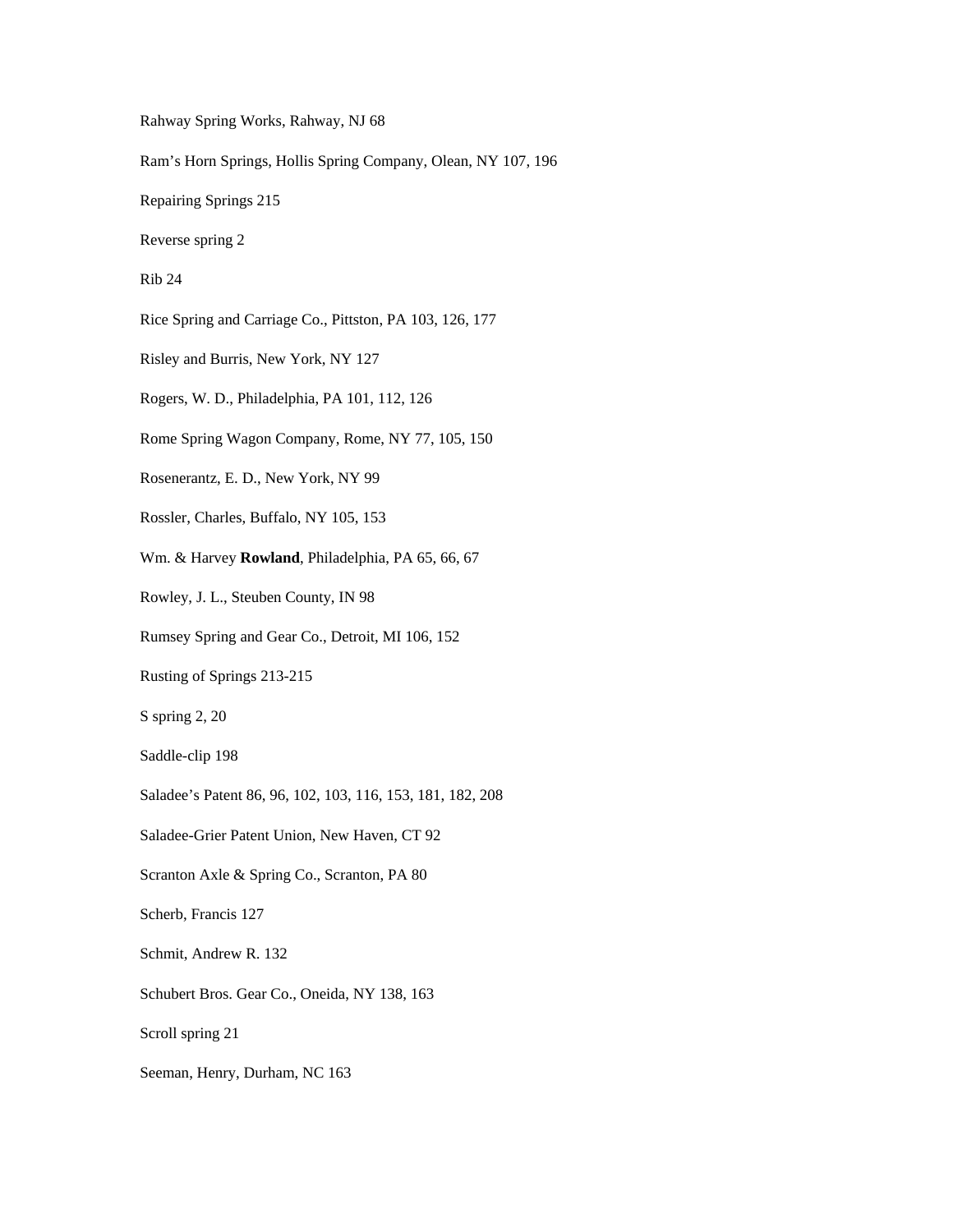Rahway Spring Works, Rahway, NJ 68

Ram's Horn Springs, Hollis Spring Company, Olean, NY 107, 196

Repairing Springs 215

Reverse spring 2

Rib 24

Rice Spring and Carriage Co., Pittston, PA 103, 126, 177

Risley and Burris, New York, NY 127

Rogers, W. D., Philadelphia, PA 101, 112, 126

Rome Spring Wagon Company, Rome, NY 77, 105, 150

Rosenerantz, E. D., New York, NY 99

Rossler, Charles, Buffalo, NY 105, 153

Wm. & Harvey **Rowland**, Philadelphia, PA 65, 66, 67

Rowley, J. L., Steuben County, IN 98

Rumsey Spring and Gear Co., Detroit, MI 106, 152

Rusting of Springs 213-215

S spring 2, 20

Saddle-clip 198

Saladee's Patent 86, 96, 102, 103, 116, 153, 181, 182, 208

Saladee-Grier Patent Union, New Haven, CT 92

Scranton Axle & Spring Co., Scranton, PA 80

Scherb, Francis 127

Schmit, Andrew R. 132

Schubert Bros. Gear Co., Oneida, NY 138, 163

Scroll spring 21

Seeman, Henry, Durham, NC 163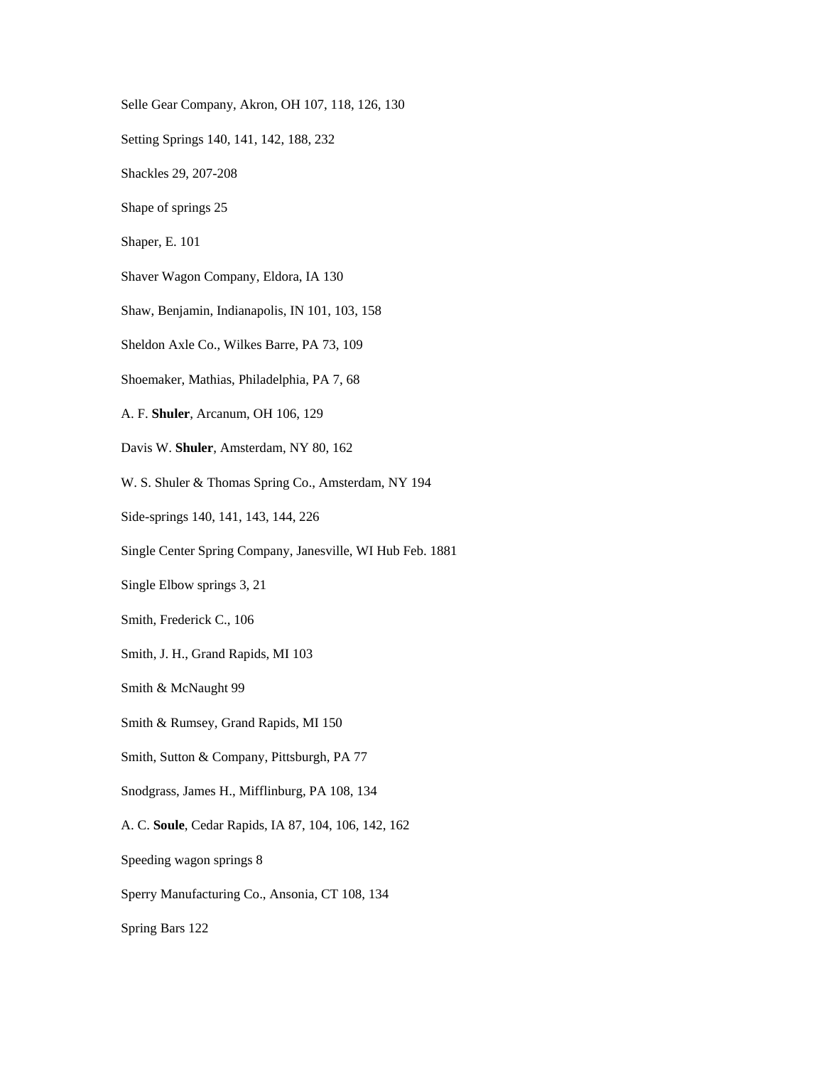Selle Gear Company, Akron, OH 107, 118, 126, 130

Setting Springs 140, 141, 142, 188, 232

Shackles 29, 207-208

Shape of springs 25

Shaper, E. 101

Shaver Wagon Company, Eldora, IA 130

Shaw, Benjamin, Indianapolis, IN 101, 103, 158

Sheldon Axle Co., Wilkes Barre, PA 73, 109

Shoemaker, Mathias, Philadelphia, PA 7, 68

A. F. **Shuler**, Arcanum, OH 106, 129

Davis W. **Shuler**, Amsterdam, NY 80, 162

W. S. Shuler & Thomas Spring Co., Amsterdam, NY 194

Side-springs 140, 141, 143, 144, 226

Single Center Spring Company, Janesville, WI Hub Feb. 1881

Single Elbow springs 3, 21

Smith, Frederick C., 106

Smith, J. H., Grand Rapids, MI 103

Smith & McNaught 99

Smith & Rumsey, Grand Rapids, MI 150

Smith, Sutton & Company, Pittsburgh, PA 77

Snodgrass, James H., Mifflinburg, PA 108, 134

A. C. **Soule**, Cedar Rapids, IA 87, 104, 106, 142, 162

Speeding wagon springs 8

Sperry Manufacturing Co., Ansonia, CT 108, 134

Spring Bars 122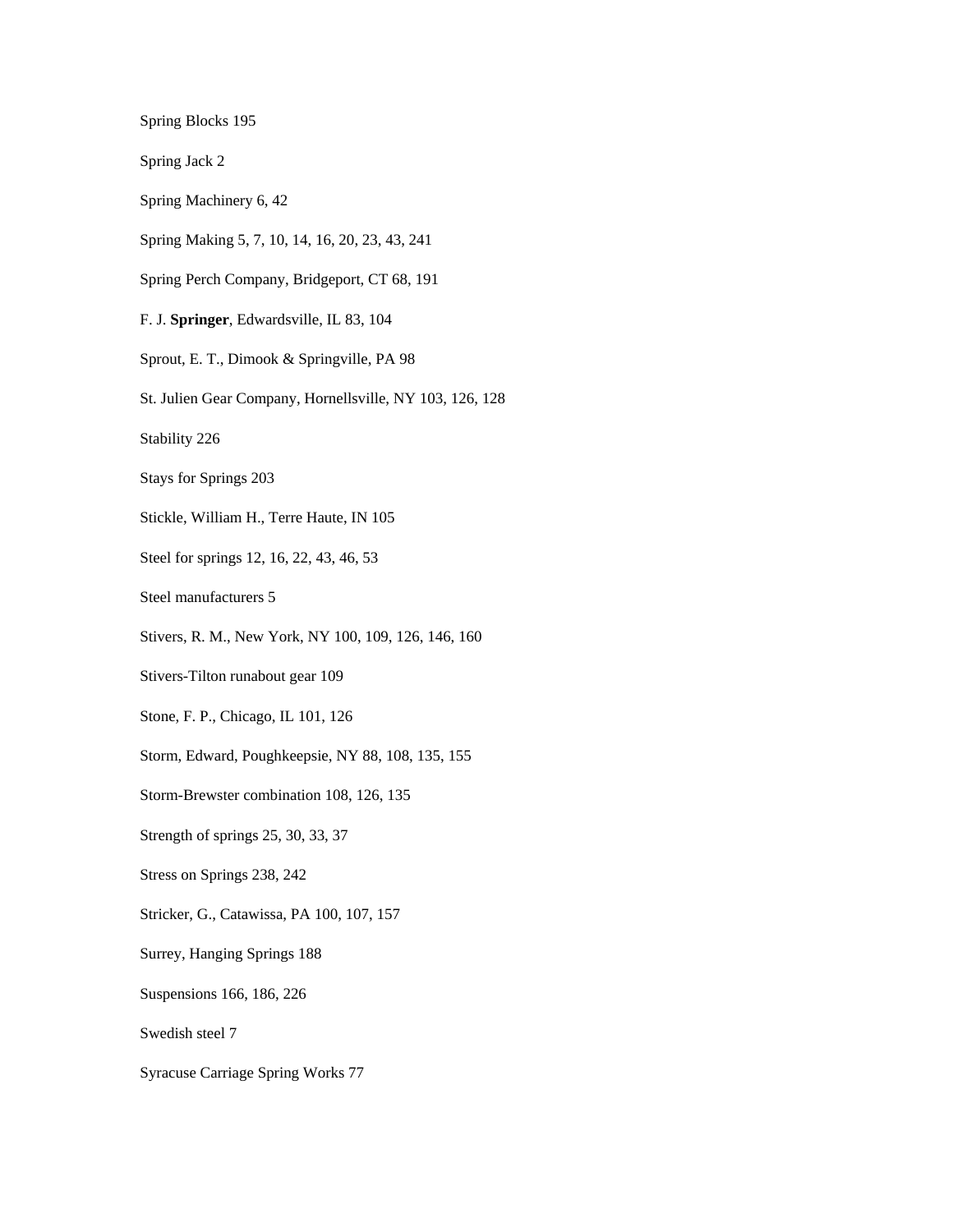Spring Blocks 195

Spring Jack 2

Spring Machinery 6, 42

Spring Making 5, 7, 10, 14, 16, 20, 23, 43, 241

Spring Perch Company, Bridgeport, CT 68, 191

F. J. **Springer**, Edwardsville, IL 83, 104

Sprout, E. T., Dimook & Springville, PA 98

St. Julien Gear Company, Hornellsville, NY 103, 126, 128

Stability 226

Stays for Springs 203

Stickle, William H., Terre Haute, IN 105

Steel for springs 12, 16, 22, 43, 46, 53

Steel manufacturers 5

Stivers, R. M., New York, NY 100, 109, 126, 146, 160

Stivers-Tilton runabout gear 109

Stone, F. P., Chicago, IL 101, 126

Storm, Edward, Poughkeepsie, NY 88, 108, 135, 155

Storm-Brewster combination 108, 126, 135

Strength of springs 25, 30, 33, 37

Stress on Springs 238, 242

Stricker, G., Catawissa, PA 100, 107, 157

Surrey, Hanging Springs 188

Suspensions 166, 186, 226

Swedish steel 7

Syracuse Carriage Spring Works 77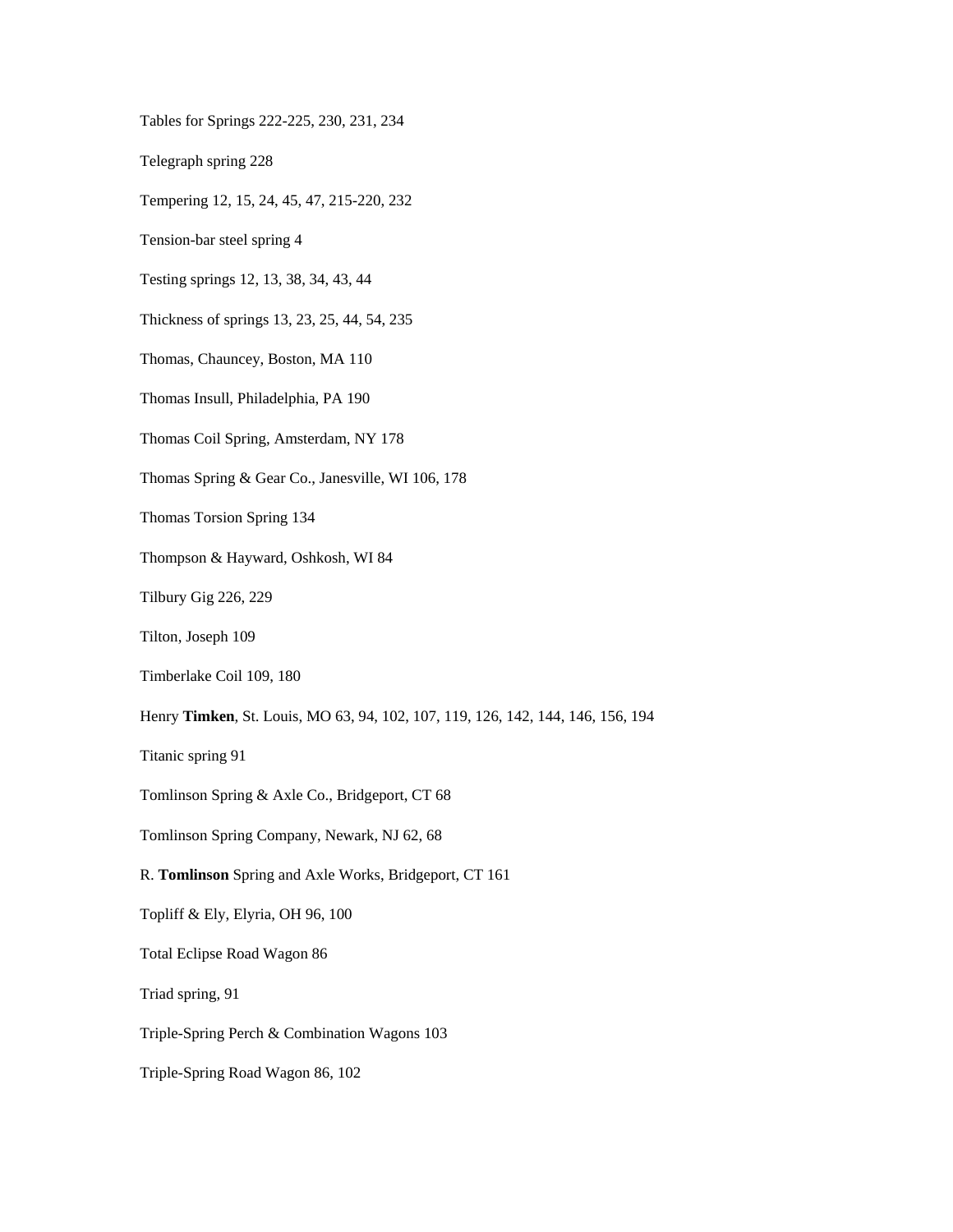Tables for Springs 222-225, 230, 231, 234

Telegraph spring 228

Tempering 12, 15, 24, 45, 47, 215-220, 232

Tension-bar steel spring 4

Testing springs 12, 13, 38, 34, 43, 44

Thickness of springs 13, 23, 25, 44, 54, 235

Thomas, Chauncey, Boston, MA 110

Thomas Insull, Philadelphia, PA 190

Thomas Coil Spring, Amsterdam, NY 178

Thomas Spring & Gear Co., Janesville, WI 106, 178

Thomas Torsion Spring 134

Thompson & Hayward, Oshkosh, WI 84

Tilbury Gig 226, 229

Tilton, Joseph 109

Timberlake Coil 109, 180

Henry **Timken**, St. Louis, MO 63, 94, 102, 107, 119, 126, 142, 144, 146, 156, 194

Titanic spring 91

Tomlinson Spring & Axle Co., Bridgeport, CT 68

Tomlinson Spring Company, Newark, NJ 62, 68

R. **Tomlinson** Spring and Axle Works, Bridgeport, CT 161

Topliff & Ely, Elyria, OH 96, 100

Total Eclipse Road Wagon 86

Triad spring, 91

Triple-Spring Perch & Combination Wagons 103

Triple-Spring Road Wagon 86, 102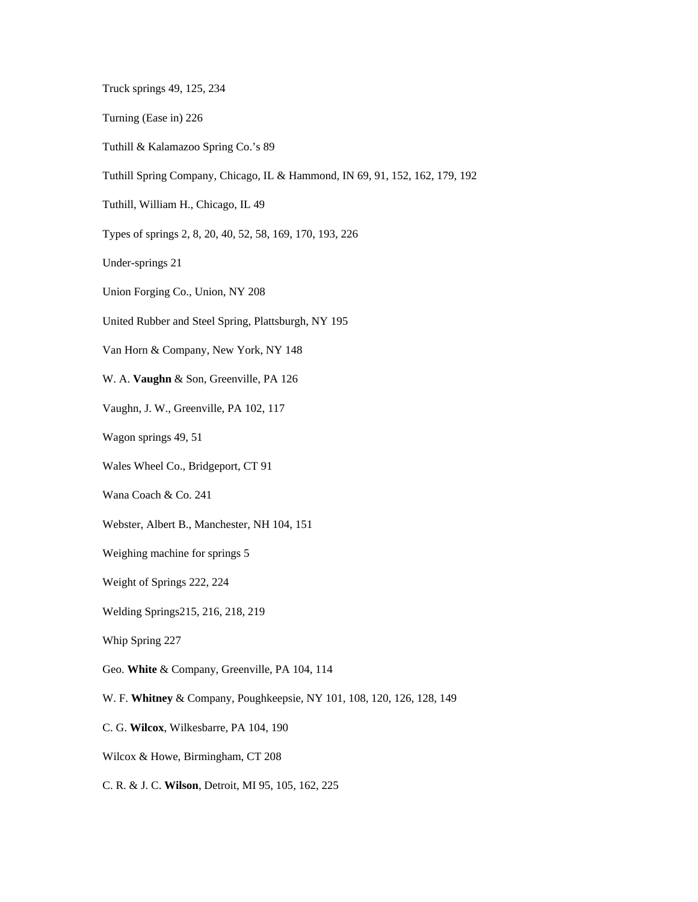Truck springs 49, 125, 234

Turning (Ease in) 226

Tuthill & Kalamazoo Spring Co.’s 89

Tuthill Spring Company, Chicago, IL & Hammond, IN 69, 91, 152, 162, 179, 192

Tuthill, William H., Chicago, IL 49

Types of springs 2, 8, 20, 40, 52, 58, 169, 170, 193, 226

Under-springs 21

Union Forging Co., Union, NY 208

United Rubber and Steel Spring, Plattsburgh, NY 195

Van Horn & Company, New York, NY 148

W. A. **Vaughn** & Son, Greenville, PA 126

Vaughn, J. W., Greenville, PA 102, 117

Wagon springs 49, 51

Wales Wheel Co., Bridgeport, CT 91

Wana Coach & Co. 241

Webster, Albert B., Manchester, NH 104, 151

Weighing machine for springs 5

Weight of Springs 222, 224

Welding Springs215, 216, 218, 219

Whip Spring 227

Geo. **White** & Company, Greenville, PA 104, 114

W. F. **Whitney** & Company, Poughkeepsie, NY 101, 108, 120, 126, 128, 149

C. G. **Wilcox**, Wilkesbarre, PA 104, 190

Wilcox & Howe, Birmingham, CT 208

C. R. & J. C. **Wilson**, Detroit, MI 95, 105, 162, 225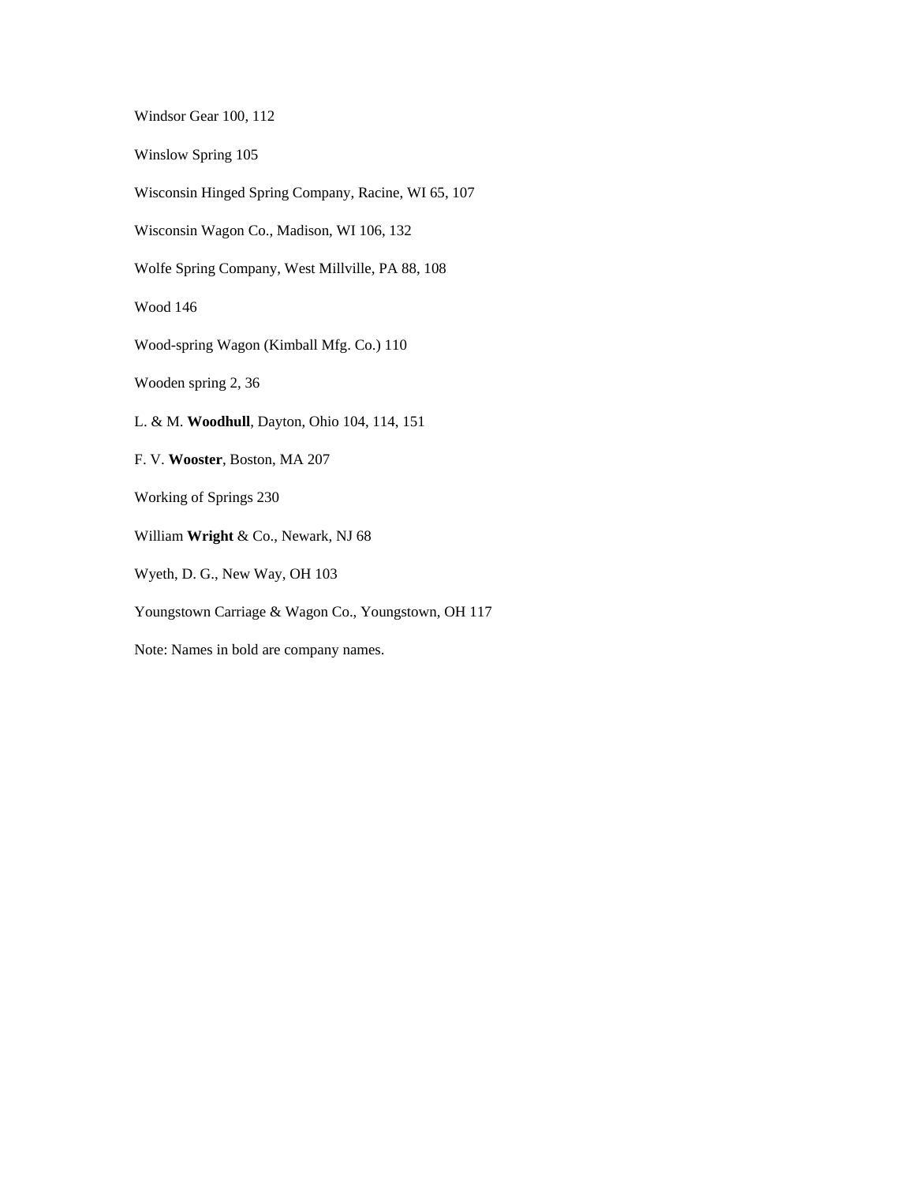Windsor Gear 100, 112

Winslow Spring 105

Wisconsin Hinged Spring Company, Racine, WI 65, 107

Wisconsin Wagon Co., Madison, WI 106, 132

Wolfe Spring Company, West Millville, PA 88, 108

Wood 146

Wood-spring Wagon (Kimball Mfg. Co.) 110

Wooden spring 2, 36

L. & M. **Woodhull**, Dayton, Ohio 104, 114, 151

F. V. **Wooster**, Boston, MA 207

Working of Springs 230

William **Wright** & Co., Newark, NJ 68

Wyeth, D. G., New Way, OH 103

Youngstown Carriage & Wagon Co., Youngstown, OH 117

Note: Names in bold are company names.